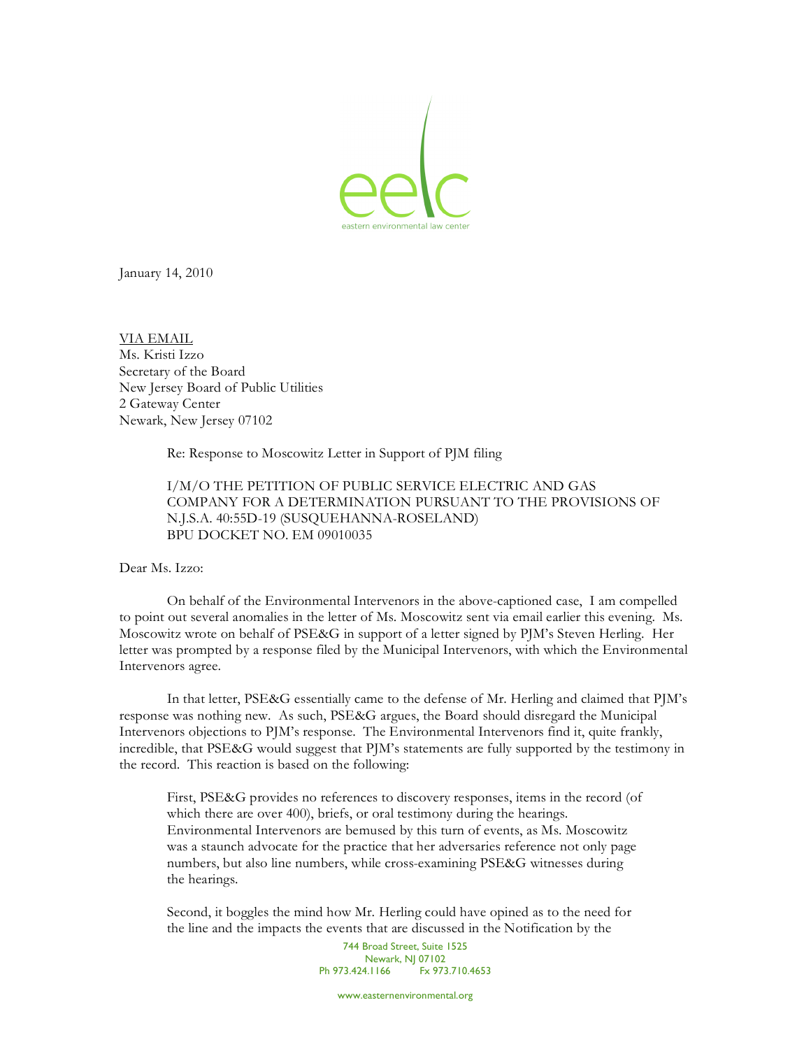eelc

eastern environmental law center

January 14, 2010

VIA EMAIL
Ms. Kristi Izzo
Secretary of the Board
New Jersey Board of Public Utilities
2 Gateway Center
Newark, New Jersey 07102

Re: Response to Moscowitz Letter in Support of PJM filing

I/M/O THE PETITION OF PUBLIC SERVICE ELECTRIC AND GAS COMPANY FOR A DETERMINATION PURSUANT TO THE PROVISIONS OF N.J.S.A. 40:55D-19 (SUSQUEHANNA-ROSELAND)
BPU DOCKET NO. EM 09010035

Dear Ms. Izzo:

On behalf of the Environmental Intervenors in the above-captioned case, I am compelled to point out several anomalies in the letter of Ms. Moscowitz sent via email earlier this evening. Ms. Moscowitz wrote on behalf of PSE&G in support of a letter signed by PJM's Steven Herling. Her letter was prompted by a response filed by the Municipal Intervenors, with which the Environmental Intervenors agree.

In that letter, PSE&G essentially came to the defense of Mr. Herling and claimed that PJM's response was nothing new. As such, PSE&G argues, the Board should disregard the Municipal Intervenors objections to PJM's response. The Environmental Intervenors find it, quite frankly, incredible, that PSE&G would suggest that PJM's statements are fully supported by the testimony in the record. This reaction is based on the following:

First, PSE&G provides no references to discovery responses, items in the record (of which there are over 400), briefs, or oral testimony during the hearings. Environmental Intervenors are bemused by this turn of events, as Ms. Moscowitz was a staunch advocate for the practice that her adversaries reference not only page numbers, but also line numbers, while cross-examining PSE&G witnesses during the hearings.

Second, it boggles the mind how Mr. Herling could have opined as to the need for the line and the impacts the events that are discussed in the Notification by the

744 Broad Street, Suite 1525
Newark, NJ 07102
Ph 973.424.1166 Fx 973.710.4653

www.easternenvironmental.org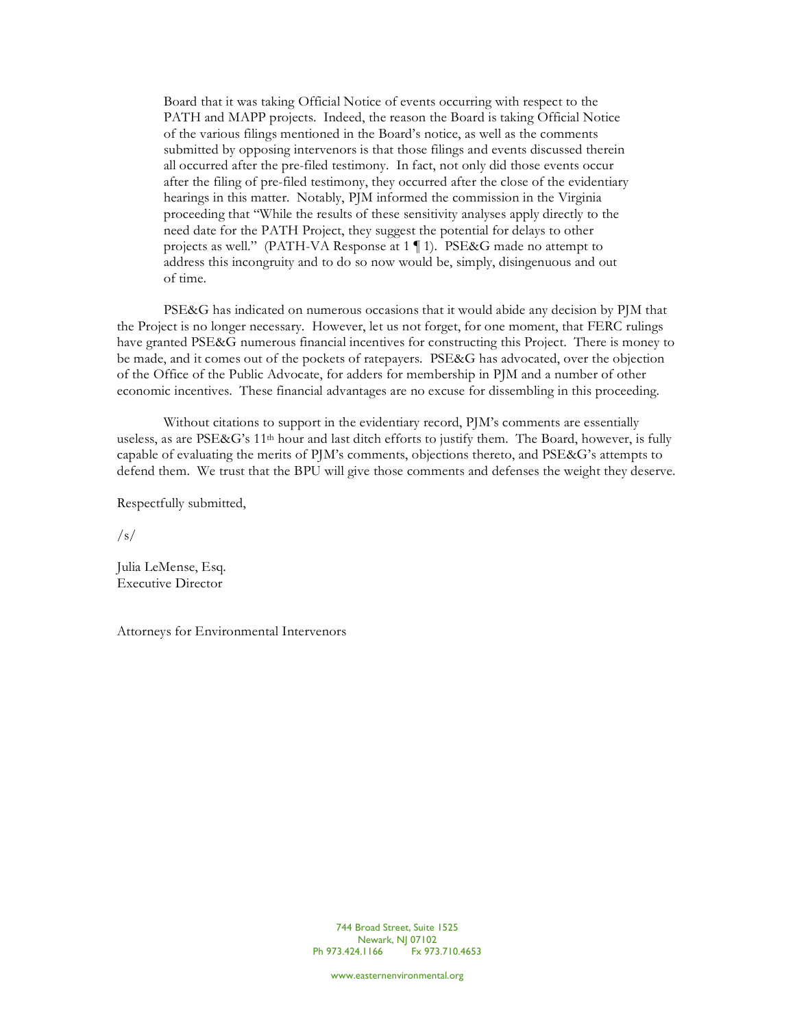> Board that it was taking Official Notice of events occurring with respect to the PATH and MAPP projects. Indeed, the reason the Board is taking Official Notice of the various filings mentioned in the Board's notice, as well as the comments submitted by opposing intervenors is that those filings and events discussed therein all occurred after the pre-filed testimony. In fact, not only did those events occur after the filing of pre-filed testimony, they occurred after the close of the evidentiary hearings in this matter. Notably, PJM informed the commission in the Virginia proceeding that "While the results of these sensitivity analyses apply directly to the need date for the PATH Project, they suggest the potential for delays to other projects as well." (PATH-VA Response at 1 ¶ 1). PSE&G made no attempt to address this incongruity and to do so now would be, simply, disingenuous and out of time.

PSE&G has indicated on numerous occasions that it would abide any decision by PJM that the Project is no longer necessary. However, let us not forget, for one moment, that FERC rulings have granted PSE&G numerous financial incentives for constructing this Project. There is money to be made, and it comes out of the pockets of ratepayers. PSE&G has advocated, over the objection of the Office of the Public Advocate, for adders for membership in PJM and a number of other economic incentives. These financial advantages are no excuse for dissembling in this proceeding.

Without citations to support in the evidentiary record, PJM's comments are essentially useless, as are PSE&G's 11th hour and last ditch efforts to justify them. The Board, however, is fully capable of evaluating the merits of PJM's comments, objections thereto, and PSE&G's attempts to defend them. We trust that the BPU will give those comments and defenses the weight they deserve.

Respectfully submitted,

/s/

Julia LeMense, Esq.
Executive Director

Attorneys for Environmental Intervenors

744 Broad Street, Suite 1525
Newark, NJ 07102
Ph 973.424.1166 Fx 973.710.4653

www.easternenvironmental.org